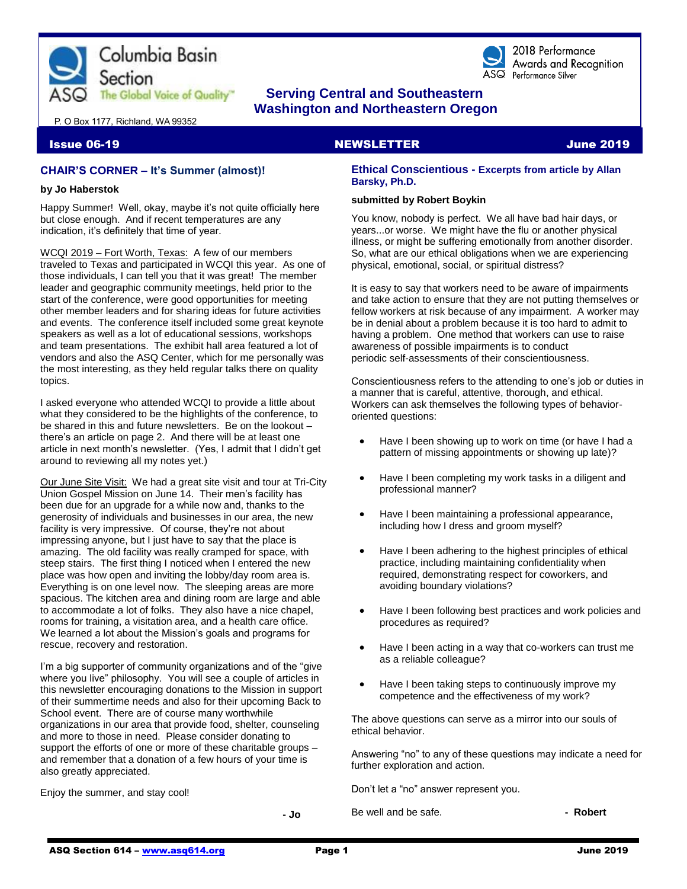Columbia Basin Section
ASQ The Global Voice of Quality™

2018 Performance Awards and Recognition
ASQ Performance Silver

**Serving Central and Southeastern Washington and Northeastern Oregon**

P. O Box 1177, Richland, WA 99352

**Issue 06-19** **NEWSLETTER** **June 2019**

## CHAIR'S CORNER – It's Summer (almost)!

**by Jo Haberstok**

Happy Summer! Well, okay, maybe it's not quite officially here but close enough. And if recent temperatures are any indication, it's definitely that time of year.

WCQI 2019 – Fort Worth, Texas: A few of our members traveled to Texas and participated in WCQI this year. As one of those individuals, I can tell you that it was great! The member leader and geographic community meetings, held prior to the start of the conference, were good opportunities for meeting other member leaders and for sharing ideas for future activities and events. The conference itself included some great keynote speakers as well as a lot of educational sessions, workshops and team presentations. The exhibit hall area featured a lot of vendors and also the ASQ Center, which for me personally was the most interesting, as they held regular talks there on quality topics.

I asked everyone who attended WCQI to provide a little about what they considered to be the highlights of the conference, to be shared in this and future newsletters. Be on the lookout – there's an article on page 2. And there will be at least one article in next month's newsletter. (Yes, I admit that I didn't get around to reviewing all my notes yet.)

Our June Site Visit: We had a great site visit and tour at Tri-City Union Gospel Mission on June 14. Their men's facility has been due for an upgrade for a while now and, thanks to the generosity of individuals and businesses in our area, the new facility is very impressive. Of course, they're not about impressing anyone, but I just have to say that the place is amazing. The old facility was really cramped for space, with steep stairs. The first thing I noticed when I entered the new place was how open and inviting the lobby/day room area is. Everything is on one level now. The sleeping areas are more spacious. The kitchen area and dining room are large and able to accommodate a lot of folks. They also have a nice chapel, rooms for training, a visitation area, and a health care office. We learned a lot about the Mission's goals and programs for rescue, recovery and restoration.

I'm a big supporter of community organizations and of the "give where you live" philosophy. You will see a couple of articles in this newsletter encouraging donations to the Mission in support of their summertime needs and also for their upcoming Back to School event. There are of course many worthwhile organizations in our area that provide food, shelter, counseling and more to those in need. Please consider donating to support the efforts of one or more of these charitable groups – and remember that a donation of a few hours of your time is also greatly appreciated.

Enjoy the summer, and stay cool!

**- Jo**

## Ethical Conscientious - Excerpts from article by Allan Barsky, Ph.D.

**submitted by Robert Boykin**

You know, nobody is perfect. We all have bad hair days, or years...or worse. We might have the flu or another physical illness, or might be suffering emotionally from another disorder. So, what are our ethical obligations when we are experiencing physical, emotional, social, or spiritual distress?

It is easy to say that workers need to be aware of impairments and take action to ensure that they are not putting themselves or fellow workers at risk because of any impairment. A worker may be in denial about a problem because it is too hard to admit to having a problem. One method that workers can use to raise awareness of possible impairments is to conduct periodic self-assessments of their conscientiousness.

Conscientiousness refers to the attending to one's job or duties in a manner that is careful, attentive, thorough, and ethical. Workers can ask themselves the following types of behavior-oriented questions:

- Have I been showing up to work on time (or have I had a pattern of missing appointments or showing up late)?
- Have I been completing my work tasks in a diligent and professional manner?
- Have I been maintaining a professional appearance, including how I dress and groom myself?
- Have I been adhering to the highest principles of ethical practice, including maintaining confidentiality when required, demonstrating respect for coworkers, and avoiding boundary violations?
- Have I been following best practices and work policies and procedures as required?
- Have I been acting in a way that co-workers can trust me as a reliable colleague?
- Have I been taking steps to continuously improve my competence and the effectiveness of my work?

The above questions can serve as a mirror into our souls of ethical behavior.

Answering "no" to any of these questions may indicate a need for further exploration and action.

Don't let a "no" answer represent you.

Be well and be safe. **- Robert**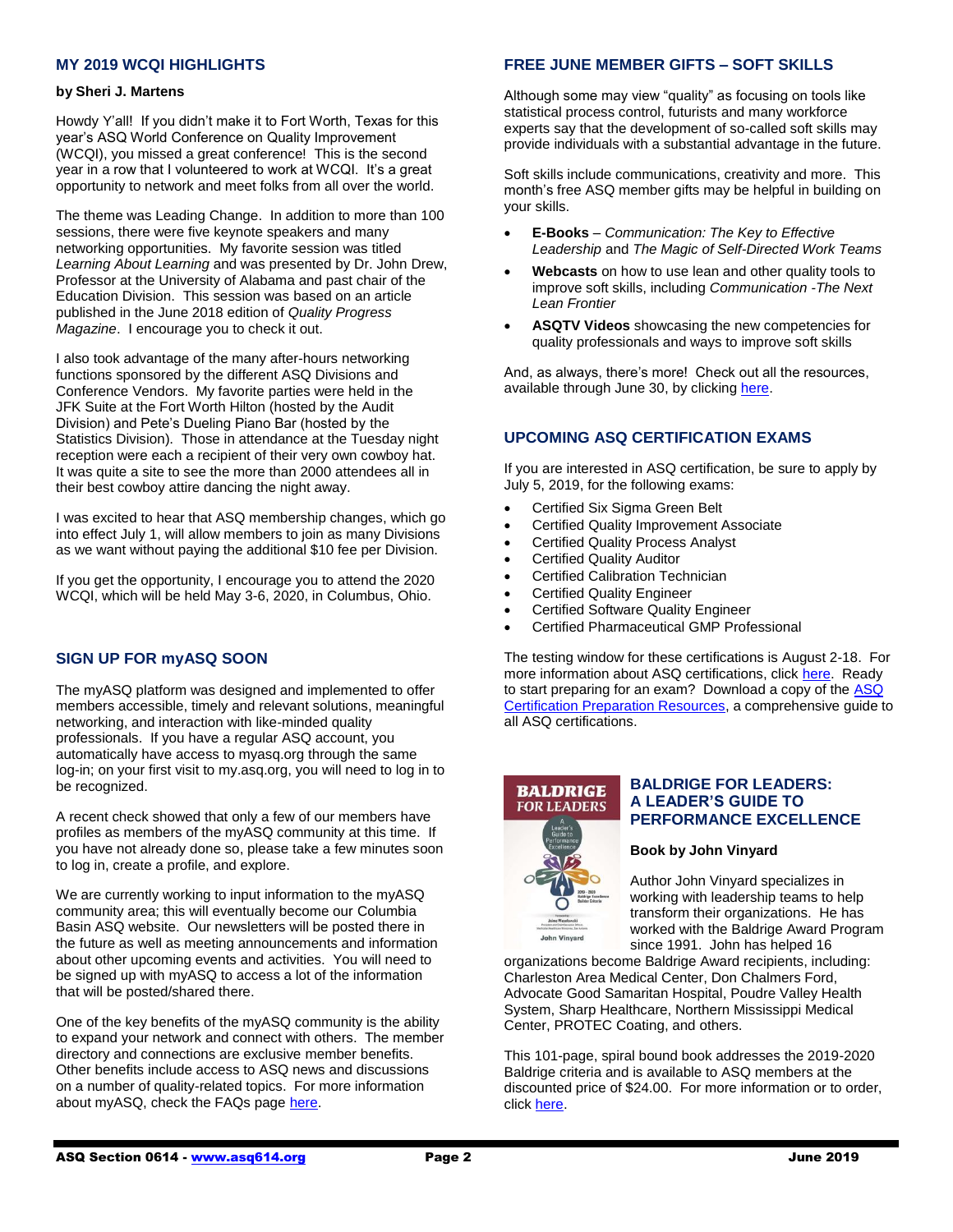## MY 2019 WCQI HIGHLIGHTS

**by Sheri J. Martens**

Howdy Y'all! If you didn't make it to Fort Worth, Texas for this year's ASQ World Conference on Quality Improvement (WCQI), you missed a great conference! This is the second year in a row that I volunteered to work at WCQI. It's a great opportunity to network and meet folks from all over the world.

The theme was Leading Change. In addition to more than 100 sessions, there were five keynote speakers and many networking opportunities. My favorite session was titled *Learning About Learning* and was presented by Dr. John Drew, Professor at the University of Alabama and past chair of the Education Division. This session was based on an article published in the June 2018 edition of *Quality Progress Magazine*. I encourage you to check it out.

I also took advantage of the many after-hours networking functions sponsored by the different ASQ Divisions and Conference Vendors. My favorite parties were held in the JFK Suite at the Fort Worth Hilton (hosted by the Audit Division) and Pete's Dueling Piano Bar (hosted by the Statistics Division). Those in attendance at the Tuesday night reception were each a recipient of their very own cowboy hat. It was quite a site to see the more than 2000 attendees all in their best cowboy attire dancing the night away.

I was excited to hear that ASQ membership changes, which go into effect July 1, will allow members to join as many Divisions as we want without paying the additional $10 fee per Division.

If you get the opportunity, I encourage you to attend the 2020 WCQI, which will be held May 3-6, 2020, in Columbus, Ohio.

## SIGN UP FOR myASQ SOON

The myASQ platform was designed and implemented to offer members accessible, timely and relevant solutions, meaningful networking, and interaction with like-minded quality professionals. If you have a regular ASQ account, you automatically have access to myasq.org through the same log-in; on your first visit to my.asq.org, you will need to log in to be recognized.

A recent check showed that only a few of our members have profiles as members of the myASQ community at this time. If you have not already done so, please take a few minutes soon to log in, create a profile, and explore.

We are currently working to input information to the myASQ community area; this will eventually become our Columbia Basin ASQ website. Our newsletters will be posted there in the future as well as meeting announcements and information about other upcoming events and activities. You will need to be signed up with myASQ to access a lot of the information that will be posted/shared there.

One of the key benefits of the myASQ community is the ability to expand your network and connect with others. The member directory and connections are exclusive member benefits. Other benefits include access to ASQ news and discussions on a number of quality-related topics. For more information about myASQ, check the FAQs page here.

## FREE JUNE MEMBER GIFTS – SOFT SKILLS

Although some may view "quality" as focusing on tools like statistical process control, futurists and many workforce experts say that the development of so-called soft skills may provide individuals with a substantial advantage in the future.

Soft skills include communications, creativity and more. This month's free ASQ member gifts may be helpful in building on your skills.

- **E-Books** – *Communication: The Key to Effective Leadership* and *The Magic of Self-Directed Work Teams*
- **Webcasts** on how to use lean and other quality tools to improve soft skills, including *Communication -The Next Lean Frontier*
- **ASQTV Videos** showcasing the new competencies for quality professionals and ways to improve soft skills

And, as always, there's more! Check out all the resources, available through June 30, by clicking here.

## UPCOMING ASQ CERTIFICATION EXAMS

If you are interested in ASQ certification, be sure to apply by July 5, 2019, for the following exams:

- Certified Six Sigma Green Belt
- Certified Quality Improvement Associate
- Certified Quality Process Analyst
- Certified Quality Auditor
- Certified Calibration Technician
- Certified Quality Engineer
- Certified Software Quality Engineer
- Certified Pharmaceutical GMP Professional

The testing window for these certifications is August 2-18. For more information about ASQ certifications, click here. Ready to start preparing for an exam? Download a copy of the ASQ Certification Preparation Resources, a comprehensive guide to all ASQ certifications.

## BALDRIGE FOR LEADERS: A LEADER'S GUIDE TO PERFORMANCE EXCELLENCE

**Book by John Vinyard**

Author John Vinyard specializes in working with leadership teams to help transform their organizations. He has worked with the Baldrige Award Program since 1991. John has helped 16 organizations become Baldrige Award recipients, including: Charleston Area Medical Center, Don Chalmers Ford, Advocate Good Samaritan Hospital, Poudre Valley Health System, Sharp Healthcare, Northern Mississippi Medical Center, PROTEC Coating, and others.

This 101-page, spiral bound book addresses the 2019-2020 Baldrige criteria and is available to ASQ members at the discounted price of $24.00. For more information or to order, click here.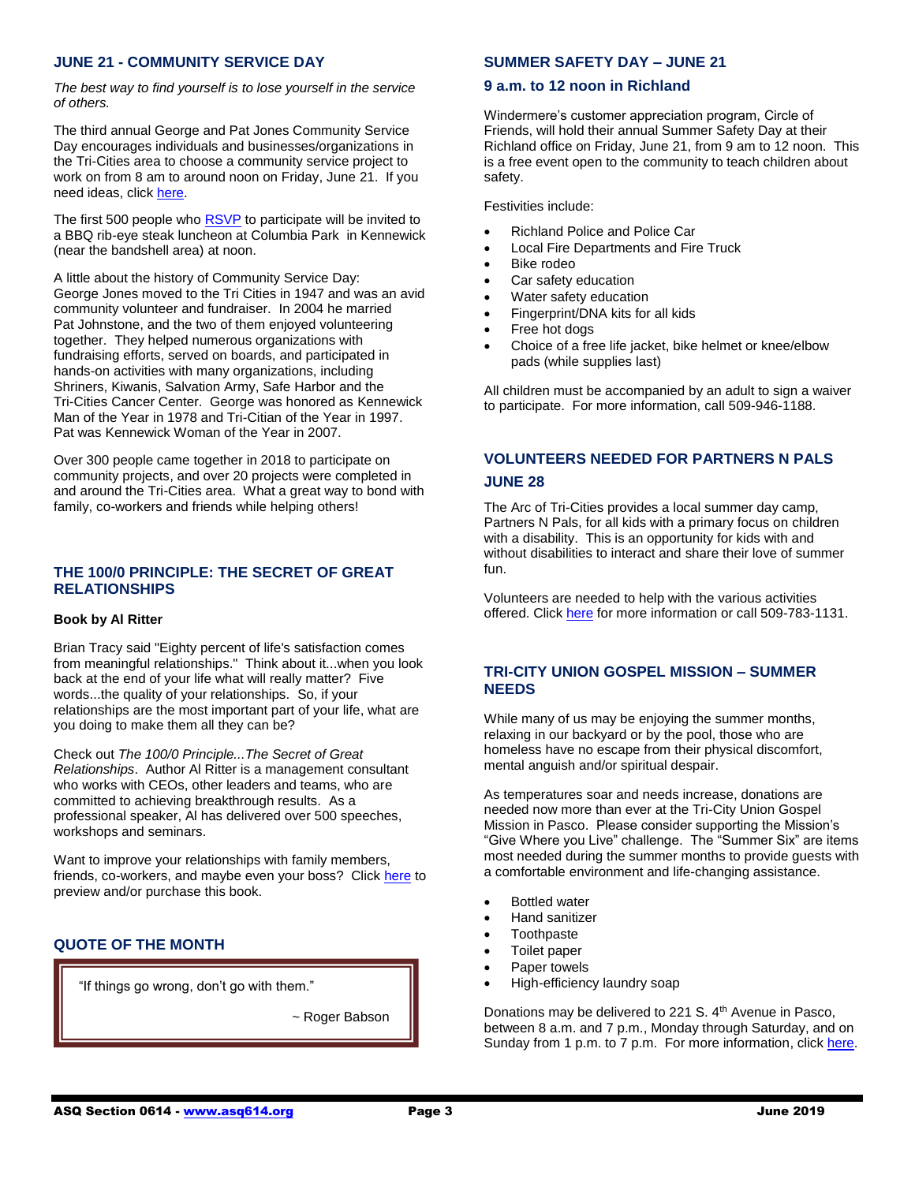## JUNE 21 - COMMUNITY SERVICE DAY

*The best way to find yourself is to lose yourself in the service of others.*

The third annual George and Pat Jones Community Service Day encourages individuals and businesses/organizations in the Tri-Cities area to choose a community service project to work on from 8 am to around noon on Friday, June 21. If you need ideas, click here.

The first 500 people who RSVP to participate will be invited to a BBQ rib-eye steak luncheon at Columbia Park in Kennewick (near the bandshell area) at noon.

A little about the history of Community Service Day: George Jones moved to the Tri Cities in 1947 and was an avid community volunteer and fundraiser. In 2004 he married Pat Johnstone, and the two of them enjoyed volunteering together. They helped numerous organizations with fundraising efforts, served on boards, and participated in hands-on activities with many organizations, including Shriners, Kiwanis, Salvation Army, Safe Harbor and the Tri-Cities Cancer Center. George was honored as Kennewick Man of the Year in 1978 and Tri-Citian of the Year in 1997. Pat was Kennewick Woman of the Year in 2007.

Over 300 people came together in 2018 to participate on community projects, and over 20 projects were completed in and around the Tri-Cities area. What a great way to bond with family, co-workers and friends while helping others!

## THE 100/0 PRINCIPLE: THE SECRET OF GREAT RELATIONSHIPS

**Book by Al Ritter**

Brian Tracy said "Eighty percent of life's satisfaction comes from meaningful relationships." Think about it...when you look back at the end of your life what will really matter? Five words...the quality of your relationships. So, if your relationships are the most important part of your life, what are you doing to make them all they can be?

Check out *The 100/0 Principle...The Secret of Great Relationships*. Author Al Ritter is a management consultant who works with CEOs, other leaders and teams, who are committed to achieving breakthrough results. As a professional speaker, Al has delivered over 500 speeches, workshops and seminars.

Want to improve your relationships with family members, friends, co-workers, and maybe even your boss? Click here to preview and/or purchase this book.

## QUOTE OF THE MONTH

"If things go wrong, don't go with them."

~ Roger Babson

## SUMMER SAFETY DAY – JUNE 21

### 9 a.m. to 12 noon in Richland

Windermere's customer appreciation program, Circle of Friends, will hold their annual Summer Safety Day at their Richland office on Friday, June 21, from 9 am to 12 noon. This is a free event open to the community to teach children about safety.

Festivities include:

- Richland Police and Police Car
- Local Fire Departments and Fire Truck
- Bike rodeo
- Car safety education
- Water safety education
- Fingerprint/DNA kits for all kids
- Free hot dogs
- Choice of a free life jacket, bike helmet or knee/elbow pads (while supplies last)

All children must be accompanied by an adult to sign a waiver to participate. For more information, call 509-946-1188.

## VOLUNTEERS NEEDED FOR PARTNERS N PALS JUNE 28

The Arc of Tri-Cities provides a local summer day camp, Partners N Pals, for all kids with a primary focus on children with a disability. This is an opportunity for kids with and without disabilities to interact and share their love of summer fun.

Volunteers are needed to help with the various activities offered. Click here for more information or call 509-783-1131.

## TRI-CITY UNION GOSPEL MISSION – SUMMER NEEDS

While many of us may be enjoying the summer months, relaxing in our backyard or by the pool, those who are homeless have no escape from their physical discomfort, mental anguish and/or spiritual despair.

As temperatures soar and needs increase, donations are needed now more than ever at the Tri-City Union Gospel Mission in Pasco. Please consider supporting the Mission's "Give Where you Live" challenge. The "Summer Six" are items most needed during the summer months to provide guests with a comfortable environment and life-changing assistance.

- Bottled water
- Hand sanitizer
- Toothpaste
- Toilet paper
- Paper towels
- High-efficiency laundry soap

Donations may be delivered to 221 S. 4th Avenue in Pasco, between 8 a.m. and 7 p.m., Monday through Saturday, and on Sunday from 1 p.m. to 7 p.m. For more information, click here.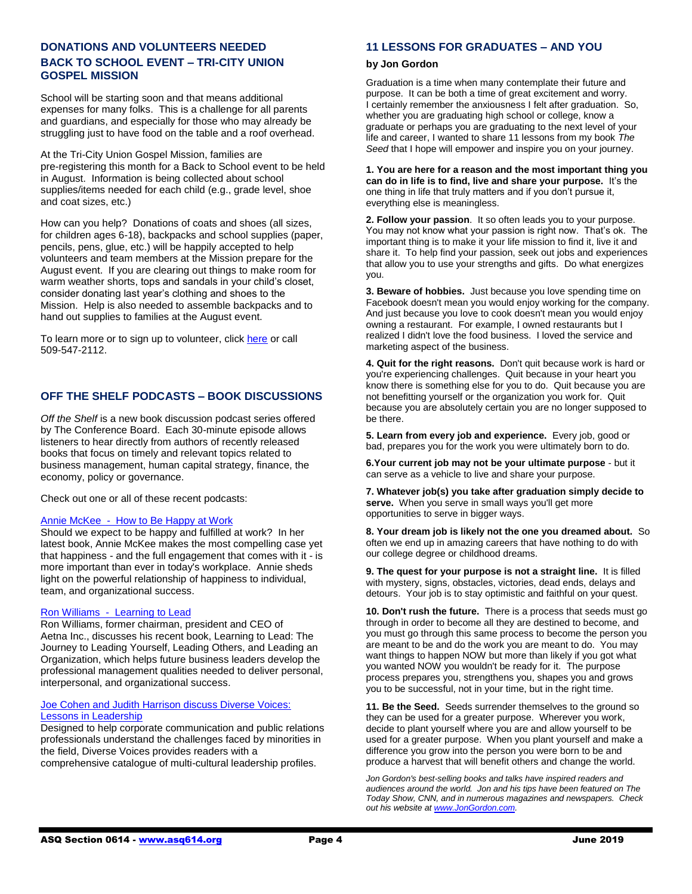## DONATIONS AND VOLUNTEERS NEEDED BACK TO SCHOOL EVENT – TRI-CITY UNION GOSPEL MISSION

School will be starting soon and that means additional expenses for many folks. This is a challenge for all parents and guardians, and especially for those who may already be struggling just to have food on the table and a roof overhead.

At the Tri-City Union Gospel Mission, families are pre-registering this month for a Back to School event to be held in August. Information is being collected about school supplies/items needed for each child (e.g., grade level, shoe and coat sizes, etc.)

How can you help? Donations of coats and shoes (all sizes, for children ages 6-18), backpacks and school supplies (paper, pencils, pens, glue, etc.) will be happily accepted to help volunteers and team members at the Mission prepare for the August event. If you are clearing out things to make room for warm weather shorts, tops and sandals in your child's closet, consider donating last year's clothing and shoes to the Mission. Help is also needed to assemble backpacks and to hand out supplies to families at the August event.

To learn more or to sign up to volunteer, click here or call 509-547-2112.

## OFF THE SHELF PODCASTS – BOOK DISCUSSIONS

*Off the Shelf* is a new book discussion podcast series offered by The Conference Board. Each 30-minute episode allows listeners to hear directly from authors of recently released books that focus on timely and relevant topics related to business management, human capital strategy, finance, the economy, policy or governance.

Check out one or all of these recent podcasts:

Annie McKee - How to Be Happy at Work

Should we expect to be happy and fulfilled at work? In her latest book, Annie McKee makes the most compelling case yet that happiness - and the full engagement that comes with it - is more important than ever in today's workplace. Annie sheds light on the powerful relationship of happiness to individual, team, and organizational success.

Ron Williams - Learning to Lead

Ron Williams, former chairman, president and CEO of Aetna Inc., discusses his recent book, Learning to Lead: The Journey to Leading Yourself, Leading Others, and Leading an Organization, which helps future business leaders develop the professional management qualities needed to deliver personal, interpersonal, and organizational success.

Joe Cohen and Judith Harrison discuss Diverse Voices: Lessons in Leadership

Designed to help corporate communication and public relations professionals understand the challenges faced by minorities in the field, Diverse Voices provides readers with a comprehensive catalogue of multi-cultural leadership profiles.

## 11 LESSONS FOR GRADUATES – AND YOU

**by Jon Gordon**

Graduation is a time when many contemplate their future and purpose. It can be both a time of great excitement and worry. I certainly remember the anxiousness I felt after graduation. So, whether you are graduating high school or college, know a graduate or perhaps you are graduating to the next level of your life and career, I wanted to share 11 lessons from my book *The Seed* that I hope will empower and inspire you on your journey.

**1. You are here for a reason and the most important thing you can do in life is to find, live and share your purpose.** It's the one thing in life that truly matters and if you don't pursue it, everything else is meaningless.

**2. Follow your passion**. It so often leads you to your purpose. You may not know what your passion is right now. That's ok. The important thing is to make it your life mission to find it, live it and share it. To help find your passion, seek out jobs and experiences that allow you to use your strengths and gifts. Do what energizes you.

**3. Beware of hobbies.** Just because you love spending time on Facebook doesn't mean you would enjoy working for the company. And just because you love to cook doesn't mean you would enjoy owning a restaurant. For example, I owned restaurants but I realized I didn't love the food business. I loved the service and marketing aspect of the business.

**4. Quit for the right reasons.** Don't quit because work is hard or you're experiencing challenges. Quit because in your heart you know there is something else for you to do. Quit because you are not benefitting yourself or the organization you work for. Quit because you are absolutely certain you are no longer supposed to be there.

**5. Learn from every job and experience.** Every job, good or bad, prepares you for the work you were ultimately born to do.

**6.Your current job may not be your ultimate purpose** - but it can serve as a vehicle to live and share your purpose.

**7. Whatever job(s) you take after graduation simply decide to serve.** When you serve in small ways you'll get more opportunities to serve in bigger ways.

**8. Your dream job is likely not the one you dreamed about.** So often we end up in amazing careers that have nothing to do with our college degree or childhood dreams.

**9. The quest for your purpose is not a straight line.** It is filled with mystery, signs, obstacles, victories, dead ends, delays and detours. Your job is to stay optimistic and faithful on your quest.

**10. Don't rush the future.** There is a process that seeds must go through in order to become all they are destined to become, and you must go through this same process to become the person you are meant to be and do the work you are meant to do. You may want things to happen NOW but more than likely if you got what you wanted NOW you wouldn't be ready for it. The purpose process prepares you, strengthens you, shapes you and grows you to be successful, not in your time, but in the right time.

**11. Be the Seed.** Seeds surrender themselves to the ground so they can be used for a greater purpose. Wherever you work, decide to plant yourself where you are and allow yourself to be used for a greater purpose. When you plant yourself and make a difference you grow into the person you were born to be and produce a harvest that will benefit others and change the world.

*Jon Gordon's best-selling books and talks have inspired readers and audiences around the world. Jon and his tips have been featured on The Today Show, CNN, and in numerous magazines and newspapers. Check out his website at www.JonGordon.com.*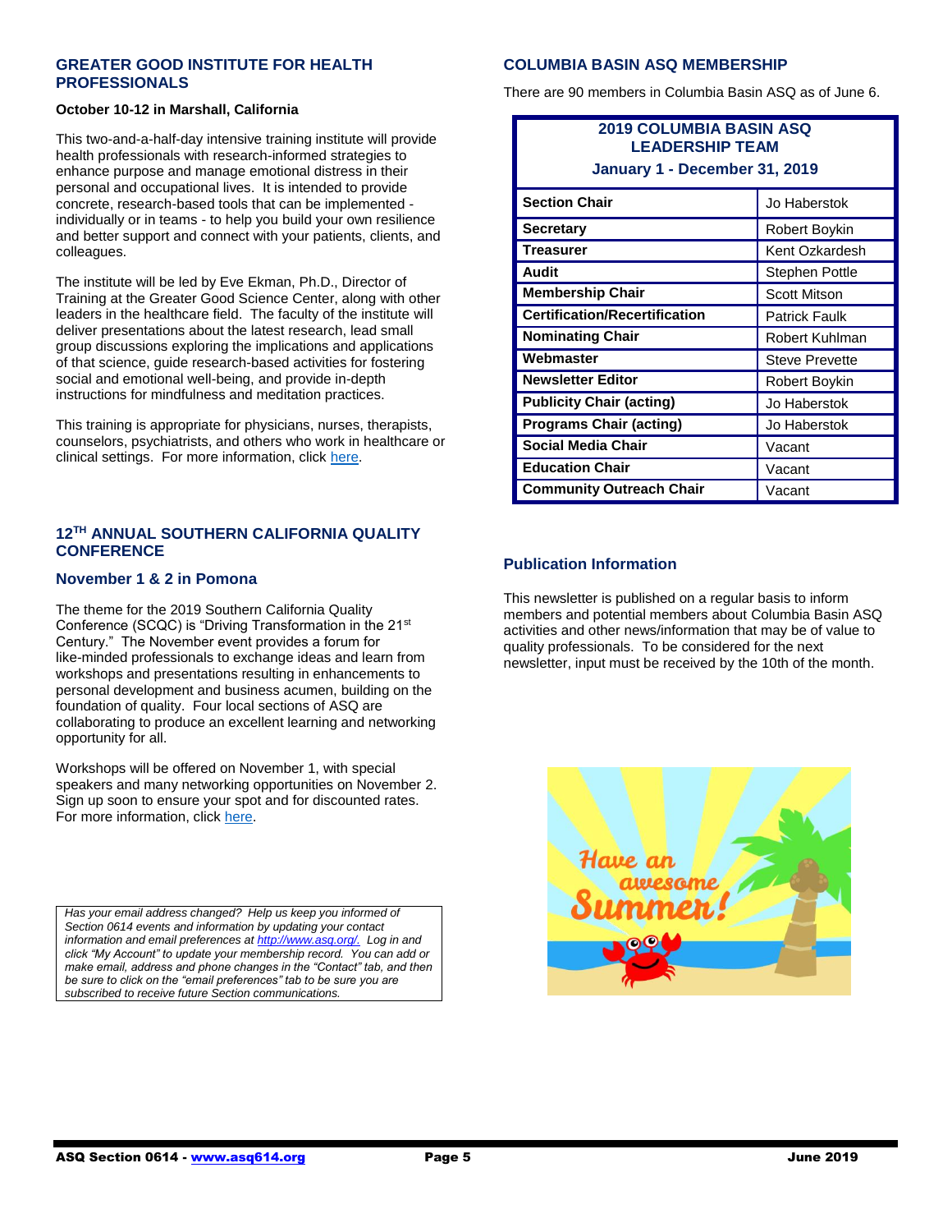## GREATER GOOD INSTITUTE FOR HEALTH PROFESSIONALS

**October 10-12 in Marshall, California**

This two-and-a-half-day intensive training institute will provide health professionals with research-informed strategies to enhance purpose and manage emotional distress in their personal and occupational lives. It is intended to provide concrete, research-based tools that can be implemented - individually or in teams - to help you build your own resilience and better support and connect with your patients, clients, and colleagues.

The institute will be led by Eve Ekman, Ph.D., Director of Training at the Greater Good Science Center, along with other leaders in the healthcare field. The faculty of the institute will deliver presentations about the latest research, lead small group discussions exploring the implications and applications of that science, guide research-based activities for fostering social and emotional well-being, and provide in-depth instructions for mindfulness and meditation practices.

This training is appropriate for physicians, nurses, therapists, counselors, psychiatrists, and others who work in healthcare or clinical settings. For more information, click here.

## 12TH ANNUAL SOUTHERN CALIFORNIA QUALITY CONFERENCE

### November 1 & 2 in Pomona

The theme for the 2019 Southern California Quality Conference (SCQC) is "Driving Transformation in the 21st Century." The November event provides a forum for like-minded professionals to exchange ideas and learn from workshops and presentations resulting in enhancements to personal development and business acumen, building on the foundation of quality. Four local sections of ASQ are collaborating to produce an excellent learning and networking opportunity for all.

Workshops will be offered on November 1, with special speakers and many networking opportunities on November 2. Sign up soon to ensure your spot and for discounted rates. For more information, click here.

*Has your email address changed? Help us keep you informed of Section 0614 events and information by updating your contact information and email preferences at http://www.asq.org/. Log in and click "My Account" to update your membership record. You can add or make email, address and phone changes in the "Contact" tab, and then be sure to click on the "email preferences" tab to be sure you are subscribed to receive future Section communications.*

## COLUMBIA BASIN ASQ MEMBERSHIP

There are 90 members in Columbia Basin ASQ as of June 6.

**2019 COLUMBIA BASIN ASQ LEADERSHIP TEAM**
**January 1 - December 31, 2019**

| | |
|---|---|
| **Section Chair** | Jo Haberstok |
| **Secretary** | Robert Boykin |
| **Treasurer** | Kent Ozkardesh |
| **Audit** | Stephen Pottle |
| **Membership Chair** | Scott Mitson |
| **Certification/Recertification** | Patrick Faulk |
| **Nominating Chair** | Robert Kuhlman |
| **Webmaster** | Steve Prevette |
| **Newsletter Editor** | Robert Boykin |
| **Publicity Chair (acting)** | Jo Haberstok |
| **Programs Chair (acting)** | Jo Haberstok |
| **Social Media Chair** | Vacant |
| **Education Chair** | Vacant |
| **Community Outreach Chair** | Vacant |

### Publication Information

This newsletter is published on a regular basis to inform members and potential members about Columbia Basin ASQ activities and other news/information that may be of value to quality professionals. To be considered for the next newsletter, input must be received by the 10th of the month.